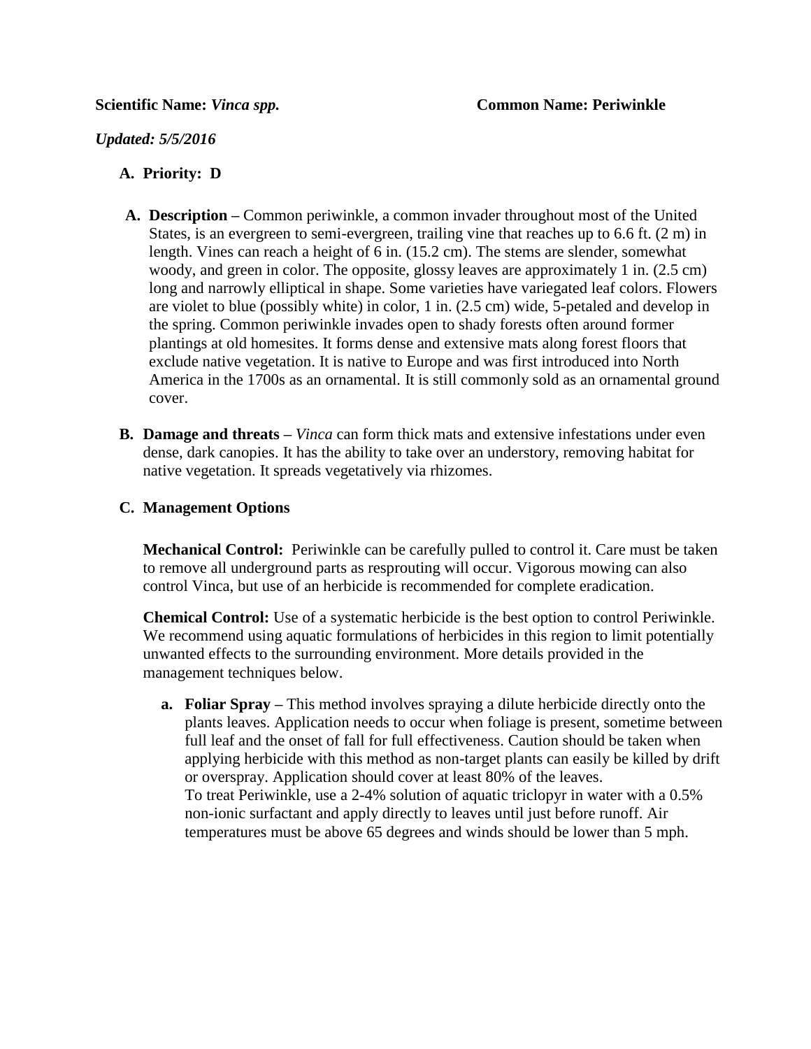**Scientific Name:** ***Vinca spp.*** **Common Name: Periwinkle**

***Updated: 5/5/2016***

A. **Priority: D**

A. **Description –** Common periwinkle, a common invader throughout most of the United States, is an evergreen to semi-evergreen, trailing vine that reaches up to 6.6 ft. (2 m) in length. Vines can reach a height of 6 in. (15.2 cm). The stems are slender, somewhat woody, and green in color. The opposite, glossy leaves are approximately 1 in. (2.5 cm) long and narrowly elliptical in shape. Some varieties have variegated leaf colors. Flowers are violet to blue (possibly white) in color, 1 in. (2.5 cm) wide, 5-petaled and develop in the spring. Common periwinkle invades open to shady forests often around former plantings at old homesites. It forms dense and extensive mats along forest floors that exclude native vegetation. It is native to Europe and was first introduced into North America in the 1700s as an ornamental. It is still commonly sold as an ornamental ground cover.

B. **Damage and threats –** *Vinca* can form thick mats and extensive infestations under even dense, dark canopies. It has the ability to take over an understory, removing habitat for native vegetation. It spreads vegetatively via rhizomes.

C. **Management Options**

**Mechanical Control:** Periwinkle can be carefully pulled to control it. Care must be taken to remove all underground parts as resprouting will occur. Vigorous mowing can also control Vinca, but use of an herbicide is recommended for complete eradication.

**Chemical Control:** Use of a systematic herbicide is the best option to control Periwinkle. We recommend using aquatic formulations of herbicides in this region to limit potentially unwanted effects to the surrounding environment. More details provided in the management techniques below.

a. **Foliar Spray –** This method involves spraying a dilute herbicide directly onto the plants leaves. Application needs to occur when foliage is present, sometime between full leaf and the onset of fall for full effectiveness. Caution should be taken when applying herbicide with this method as non-target plants can easily be killed by drift or overspray. Application should cover at least 80% of the leaves.
To treat Periwinkle, use a 2-4% solution of aquatic triclopyr in water with a 0.5% non-ionic surfactant and apply directly to leaves until just before runoff. Air temperatures must be above 65 degrees and winds should be lower than 5 mph.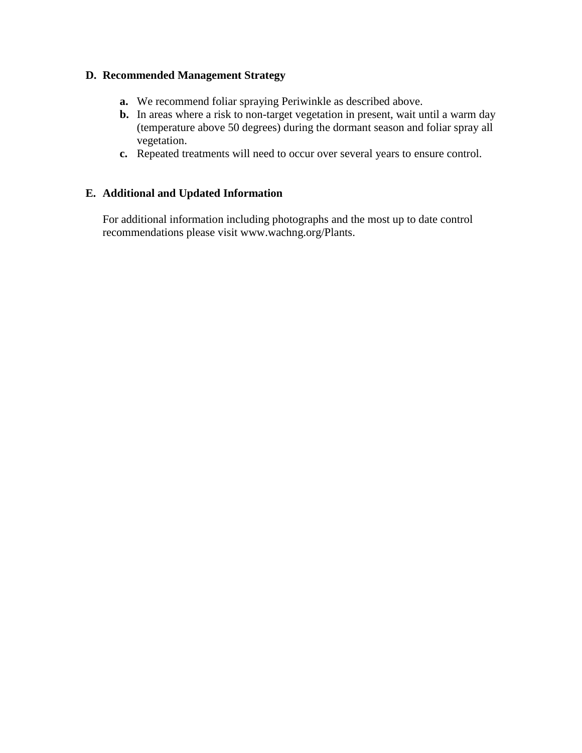## D. Recommended Management Strategy

**a.** We recommend foliar spraying Periwinkle as described above.

**b.** In areas where a risk to non-target vegetation in present, wait until a warm day (temperature above 50 degrees) during the dormant season and foliar spray all vegetation.

**c.** Repeated treatments will need to occur over several years to ensure control.

## E. Additional and Updated Information

For additional information including photographs and the most up to date control recommendations please visit www.wachng.org/Plants.